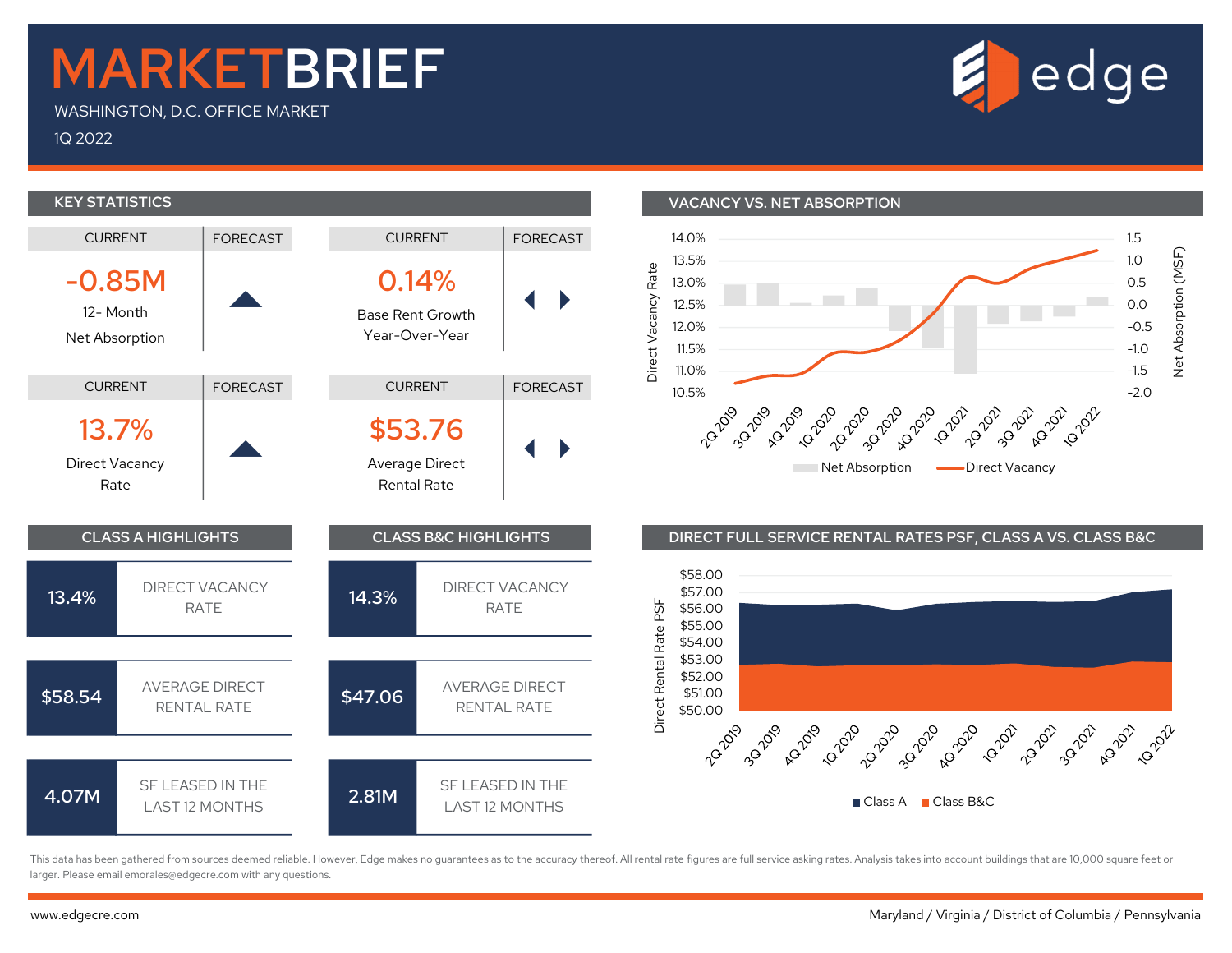# MARKETBRIEF

WASHINGTON, D.C. OFFICE MARKET

1Q 2022

## KEY STATISTICS

| CURRENT | FORECAST |
|---|---|
| **-0.85M** 12- Month Net Absorption | ▲ |
| **13.7%** Direct Vacancy Rate | ▲ |

| CURRENT | FORECAST |
|---|---|
| **0.14%** Base Rent Growth Year-Over-Year | ◀ ▶ |
| **$53.76** Average Direct Rental Rate | ◀ ▶ |

## VACANCY VS. NET ABSORPTION

Direct Vacancy Rate (10.5%–14.0%); Net Absorption (MSF) (-2.0–1.5)

2Q 2019, 3Q 2019, 4Q 2019, 1Q 2020, 2Q 2020, 3Q 2020, 4Q 2020, 1Q 2021, 2Q 2021, 3Q 2021, 4Q 2021, 1Q 2022

Net Absorption / Direct Vacancy

## CLASS A HIGHLIGHTS

| | |
|---|---|
| 13.4% | DIRECT VACANCY RATE |
| $58.54 | AVERAGE DIRECT RENTAL RATE |
| 4.07M | SF LEASED IN THE LAST 12 MONTHS |

## CLASS B&C HIGHLIGHTS

| | |
|---|---|
| 14.3% | DIRECT VACANCY RATE |
| $47.06 | AVERAGE DIRECT RENTAL RATE |
| 2.81M | SF LEASED IN THE LAST 12 MONTHS |

## DIRECT FULL SERVICE RENTAL RATES PSF, CLASS A VS. CLASS B&C

Direct Rental Rate PSF ($50.00–$58.00)

2Q 2019, 3Q 2019, 4Q 2019, 1Q 2020, 2Q 2020, 3Q 2020, 4Q 2020, 1Q 2021, 2Q 2021, 3Q 2021, 4Q 2021, 1Q 2022

Class A / Class B&C

This data has been gathered from sources deemed reliable. However, Edge makes no guarantees as to the accuracy thereof. All rental rate figures are full service asking rates. Analysis takes into account buildings that are 10,000 square feet or larger. Please email emorales@edgecre.com with any questions.

www.edgecre.com

Maryland / Virginia / District of Columbia / Pennsylvania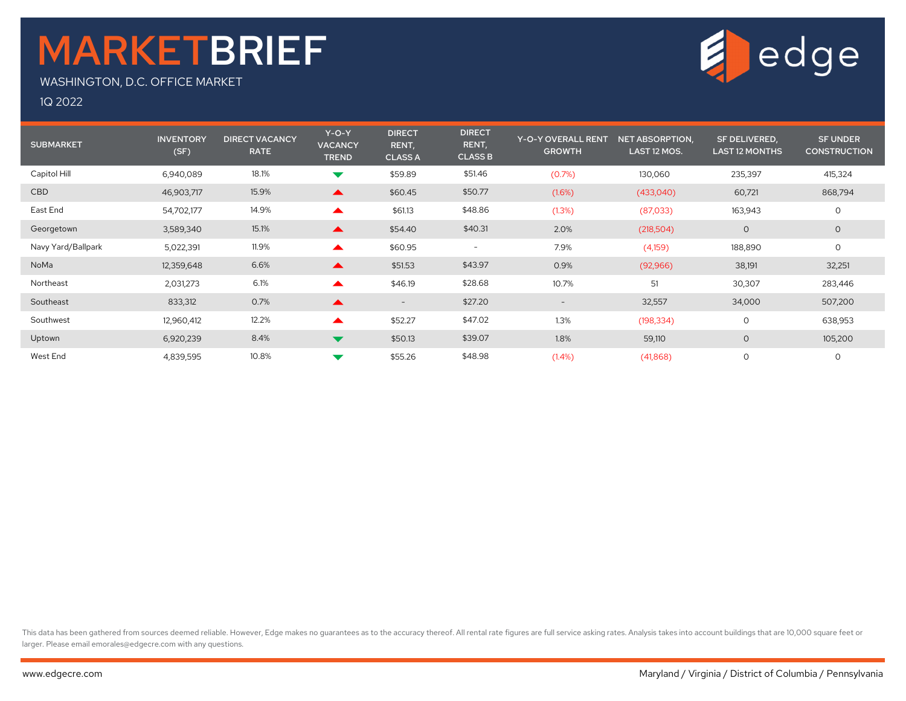# MARKETBRIEF

WASHINGTON, D.C. OFFICE MARKET

1Q 2022

| SUBMARKET | INVENTORY (SF) | DIRECT VACANCY RATE | Y-O-Y VACANCY TREND | DIRECT RENT, CLASS A | DIRECT RENT, CLASS B | Y-O-Y OVERALL RENT GROWTH | NET ABSORPTION, LAST 12 MOS. | SF DELIVERED, LAST 12 MONTHS | SF UNDER CONSTRUCTION |
|---|---|---|---|---|---|---|---|---|---|
| Capitol Hill | 6,940,089 | 18.1% | ▼ | $59.89 | $51.46 | (0.7%) | 130,060 | 235,397 | 415,324 |
| CBD | 46,903,717 | 15.9% | ▲ | $60.45 | $50.77 | (1.6%) | (433,040) | 60,721 | 868,794 |
| East End | 54,702,177 | 14.9% | ▲ | $61.13 | $48.86 | (1.3%) | (87,033) | 163,943 | 0 |
| Georgetown | 3,589,340 | 15.1% | ▲ | $54.40 | $40.31 | 2.0% | (218,504) | 0 | 0 |
| Navy Yard/Ballpark | 5,022,391 | 11.9% | ▲ | $60.95 | - | 7.9% | (4,159) | 188,890 | 0 |
| NoMa | 12,359,648 | 6.6% | ▲ | $51.53 | $43.97 | 0.9% | (92,966) | 38,191 | 32,251 |
| Northeast | 2,031,273 | 6.1% | ▲ | $46.19 | $28.68 | 10.7% | 51 | 30,307 | 283,446 |
| Southeast | 833,312 | 0.7% | ▲ | - | $27.20 | - | 32,557 | 34,000 | 507,200 |
| Southwest | 12,960,412 | 12.2% | ▲ | $52.27 | $47.02 | 1.3% | (198,334) | 0 | 638,953 |
| Uptown | 6,920,239 | 8.4% | ▼ | $50.13 | $39.07 | 1.8% | 59,110 | 0 | 105,200 |
| West End | 4,839,595 | 10.8% | ▼ | $55.26 | $48.98 | (1.4%) | (41,868) | 0 | 0 |

This data has been gathered from sources deemed reliable. However, Edge makes no guarantees as to the accuracy thereof. All rental rate figures are full service asking rates. Analysis takes into account buildings that are 10,000 square feet or larger. Please email emorales@edgecre.com with any questions.

www.edgecre.com

Maryland / Virginia / District of Columbia / Pennsylvania